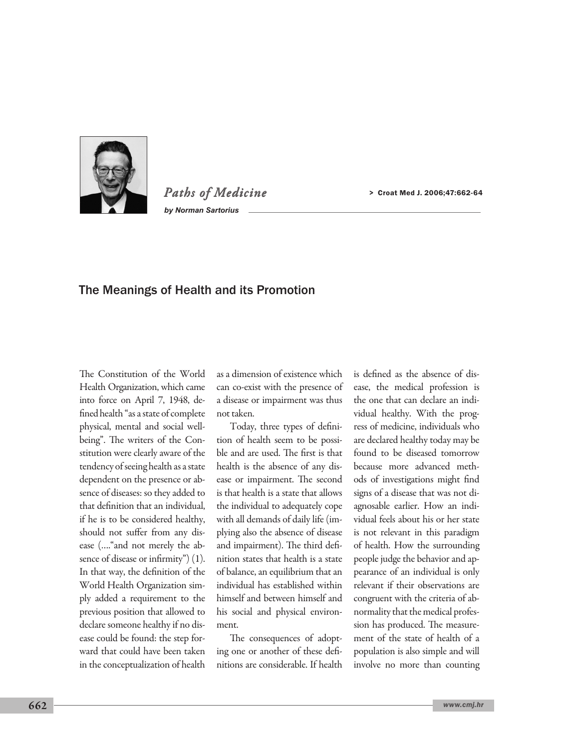*Paths of Medicine*

*by Norman Sartorius*

# The Meanings of Health and its Promotion

The Constitution of the World Health Organization, which came into force on April 7, 1948, defined health "as a state of complete physical, mental and social well-being". The writers of the Constitution were clearly aware of the tendency of seeing health as a state dependent on the presence or absence of diseases: so they added to that definition that an individual, if he is to be considered healthy, should not suffer from any disease (...."and not merely the absence of disease or infirmity") (1). In that way, the definition of the World Health Organization simply added a requirement to the previous position that allowed to declare someone healthy if no disease could be found: the step forward that could have been taken in the conceptualization of health as a dimension of existence which can co-exist with the presence of a disease or impairment was thus not taken.

Today, three types of definition of health seem to be possible and are used. The first is that health is the absence of any disease or impairment. The second is that health is a state that allows the individual to adequately cope with all demands of daily life (implying also the absence of disease and impairment). The third definition states that health is a state of balance, an equilibrium that an individual has established within himself and between himself and his social and physical environment.

The consequences of adopting one or another of these definitions are considerable. If health is defined as the absence of disease, the medical profession is the one that can declare an individual healthy. With the progress of medicine, individuals who are declared healthy today may be found to be diseased tomorrow because more advanced methods of investigations might find signs of a disease that was not diagnosable earlier. How an individual feels about his or her state is not relevant in this paradigm of health. How the surrounding people judge the behavior and appearance of an individual is only relevant if their observations are congruent with the criteria of abnormality that the medical profession has produced. The measurement of the state of health of a population is also simple and will involve no more than counting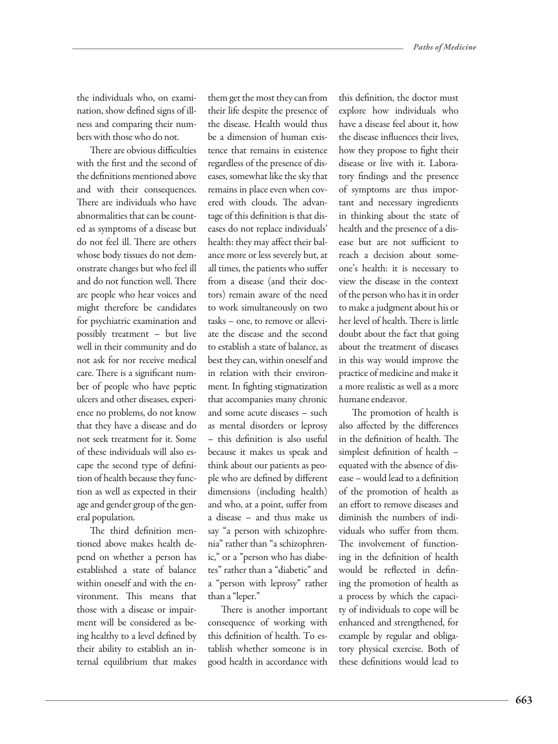the individuals who, on examination, show defined signs of illness and comparing their numbers with those who do not.

There are obvious difficulties with the first and the second of the definitions mentioned above and with their consequences. There are individuals who have abnormalities that can be counted as symptoms of a disease but do not feel ill. There are others whose body tissues do not demonstrate changes but who feel ill and do not function well. There are people who hear voices and might therefore be candidates for psychiatric examination and possibly treatment – but live well in their community and do not ask for nor receive medical care. There is a significant number of people who have peptic ulcers and other diseases, experience no problems, do not know that they have a disease and do not seek treatment for it. Some of these individuals will also escape the second type of definition of health because they function as well as expected in their age and gender group of the general population.

The third definition mentioned above makes health depend on whether a person has established a state of balance within oneself and with the environment. This means that those with a disease or impairment will be considered as being healthy to a level defined by their ability to establish an internal equilibrium that makes them get the most they can from their life despite the presence of the disease. Health would thus be a dimension of human existence that remains in existence regardless of the presence of diseases, somewhat like the sky that remains in place even when covered with clouds. The advantage of this definition is that diseases do not replace individuals' health: they may affect their balance more or less severely but, at all times, the patients who suffer from a disease (and their doctors) remain aware of the need to work simultaneously on two tasks – one, to remove or alleviate the disease and the second to establish a state of balance, as best they can, within oneself and in relation with their environment. In fighting stigmatization that accompanies many chronic and some acute diseases – such as mental disorders or leprosy – this definition is also useful because it makes us speak and think about our patients as people who are defined by different dimensions (including health) and who, at a point, suffer from a disease – and thus make us say "a person with schizophrenia" rather than "a schizophrenic," or a "person who has diabetes" rather than a "diabetic" and a "person with leprosy" rather than a "leper."

There is another important consequence of working with this definition of health. To establish whether someone is in good health in accordance with this definition, the doctor must explore how individuals who have a disease feel about it, how the disease influences their lives, how they propose to fight their disease or live with it. Laboratory findings and the presence of symptoms are thus important and necessary ingredients in thinking about the state of health and the presence of a disease but are not sufficient to reach a decision about someone's health: it is necessary to view the disease in the context of the person who has it in order to make a judgment about his or her level of health. There is little doubt about the fact that going about the treatment of diseases in this way would improve the practice of medicine and make it a more realistic as well as a more humane endeavor.

The promotion of health is also affected by the differences in the definition of health. The simplest definition of health – equated with the absence of disease – would lead to a definition of the promotion of health as an effort to remove diseases and diminish the numbers of individuals who suffer from them. The involvement of functioning in the definition of health would be reflected in defining the promotion of health as a process by which the capacity of individuals to cope will be enhanced and strengthened, for example by regular and obligatory physical exercise. Both of these definitions would lead to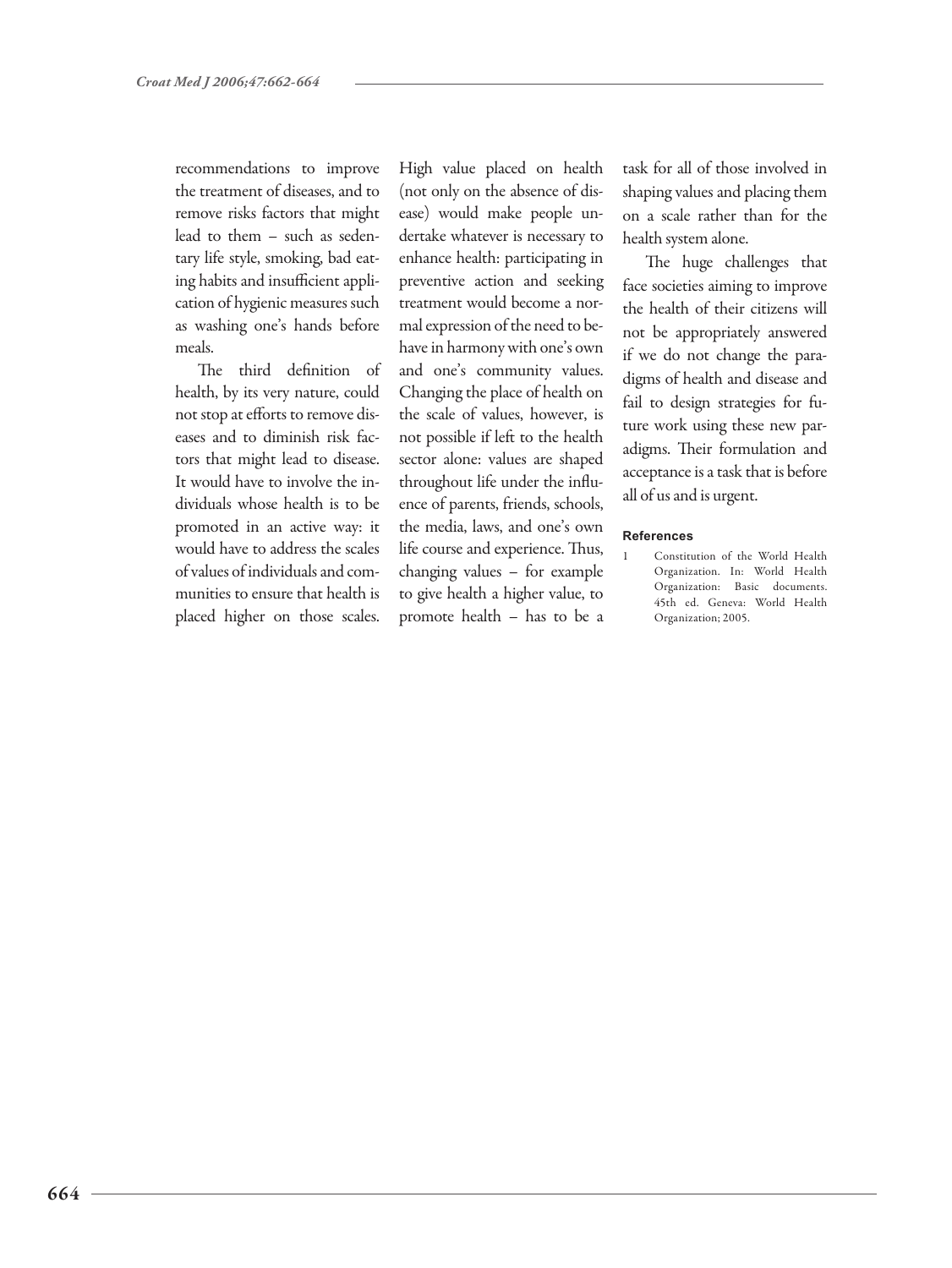recommendations to improve the treatment of diseases, and to remove risks factors that might lead to them – such as sedentary life style, smoking, bad eating habits and insufficient application of hygienic measures such as washing one's hands before meals.

The third definition of health, by its very nature, could not stop at efforts to remove diseases and to diminish risk factors that might lead to disease. It would have to involve the individuals whose health is to be promoted in an active way: it would have to address the scales of values of individuals and communities to ensure that health is placed higher on those scales. High value placed on health (not only on the absence of disease) would make people undertake whatever is necessary to enhance health: participating in preventive action and seeking treatment would become a normal expression of the need to behave in harmony with one's own and one's community values. Changing the place of health on the scale of values, however, is not possible if left to the health sector alone: values are shaped throughout life under the influence of parents, friends, schools, the media, laws, and one's own life course and experience. Thus, changing values – for example to give health a higher value, to promote health – has to be a task for all of those involved in shaping values and placing them on a scale rather than for the health system alone.

The huge challenges that face societies aiming to improve the health of their citizens will not be appropriately answered if we do not change the paradigms of health and disease and fail to design strategies for future work using these new paradigms. Their formulation and acceptance is a task that is before all of us and is urgent.

#### References

1. Constitution of the World Health Organization. In: World Health Organization: Basic documents. 45th ed. Geneva: World Health Organization; 2005.